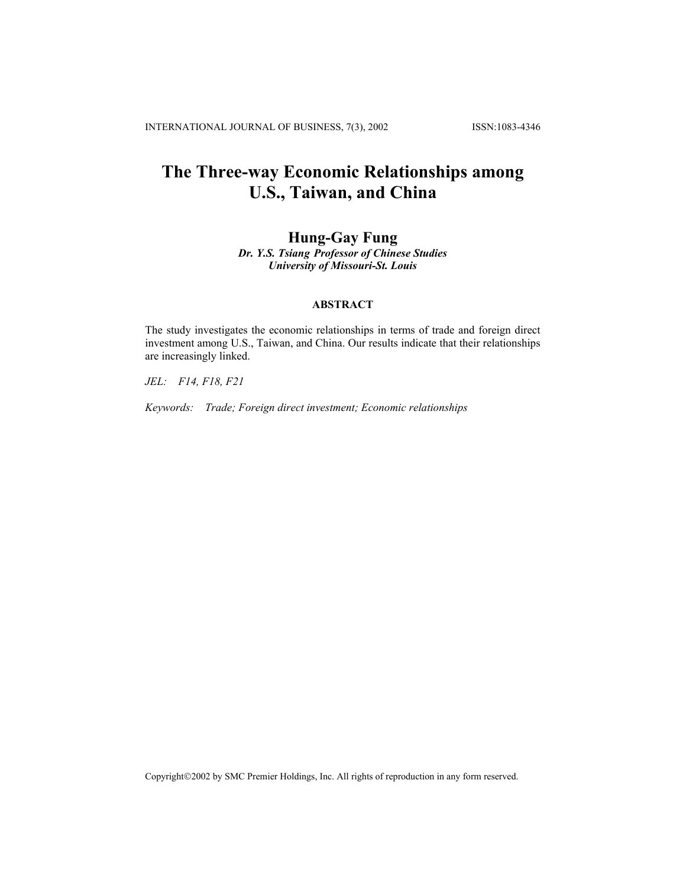# The Three-way Economic Relationships among U.S., Taiwan, and China

**Hung-Gay Fung**

***Dr. Y.S. Tsiang Professor of Chinese Studies***
***University of Missouri-St. Louis***

## ABSTRACT

The study investigates the economic relationships in terms of trade and foreign direct investment among U.S., Taiwan, and China. Our results indicate that their relationships are increasingly linked.

*JEL:* *F14, F18, F21*

*Keywords:* *Trade; Foreign direct investment; Economic relationships*

Copyright©2002 by SMC Premier Holdings, Inc. All rights of reproduction in any form reserved.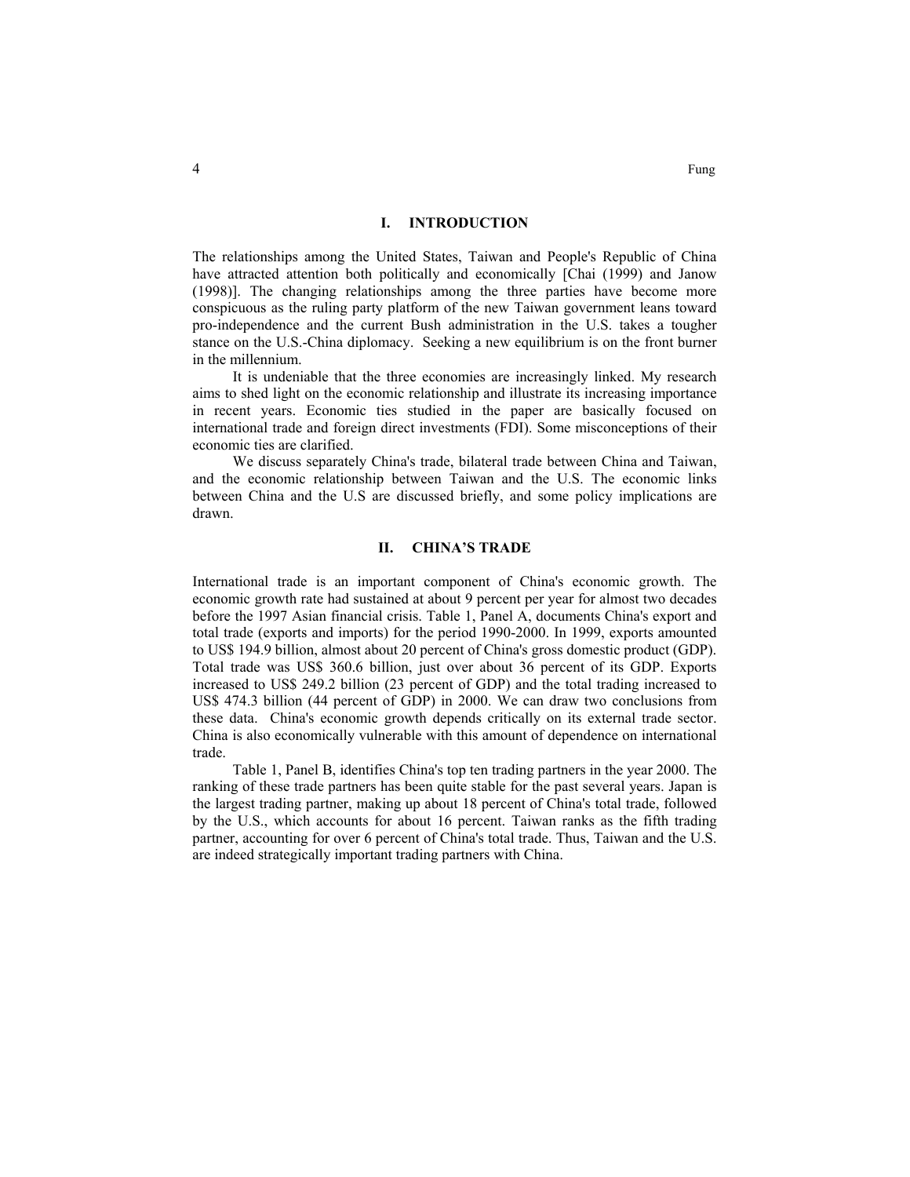## I. INTRODUCTION

The relationships among the United States, Taiwan and People's Republic of China have attracted attention both politically and economically [Chai (1999) and Janow (1998)]. The changing relationships among the three parties have become more conspicuous as the ruling party platform of the new Taiwan government leans toward pro-independence and the current Bush administration in the U.S. takes a tougher stance on the U.S.-China diplomacy. Seeking a new equilibrium is on the front burner in the millennium.

It is undeniable that the three economies are increasingly linked. My research aims to shed light on the economic relationship and illustrate its increasing importance in recent years. Economic ties studied in the paper are basically focused on international trade and foreign direct investments (FDI). Some misconceptions of their economic ties are clarified.

We discuss separately China's trade, bilateral trade between China and Taiwan, and the economic relationship between Taiwan and the U.S. The economic links between China and the U.S are discussed briefly, and some policy implications are drawn.

## II. CHINA'S TRADE

International trade is an important component of China's economic growth. The economic growth rate had sustained at about 9 percent per year for almost two decades before the 1997 Asian financial crisis. Table 1, Panel A, documents China's export and total trade (exports and imports) for the period 1990-2000. In 1999, exports amounted to US$ 194.9 billion, almost about 20 percent of China's gross domestic product (GDP). Total trade was US$ 360.6 billion, just over about 36 percent of its GDP. Exports increased to US$ 249.2 billion (23 percent of GDP) and the total trading increased to US$ 474.3 billion (44 percent of GDP) in 2000. We can draw two conclusions from these data. China's economic growth depends critically on its external trade sector. China is also economically vulnerable with this amount of dependence on international trade.

Table 1, Panel B, identifies China's top ten trading partners in the year 2000. The ranking of these trade partners has been quite stable for the past several years. Japan is the largest trading partner, making up about 18 percent of China's total trade, followed by the U.S., which accounts for about 16 percent. Taiwan ranks as the fifth trading partner, accounting for over 6 percent of China's total trade. Thus, Taiwan and the U.S. are indeed strategically important trading partners with China.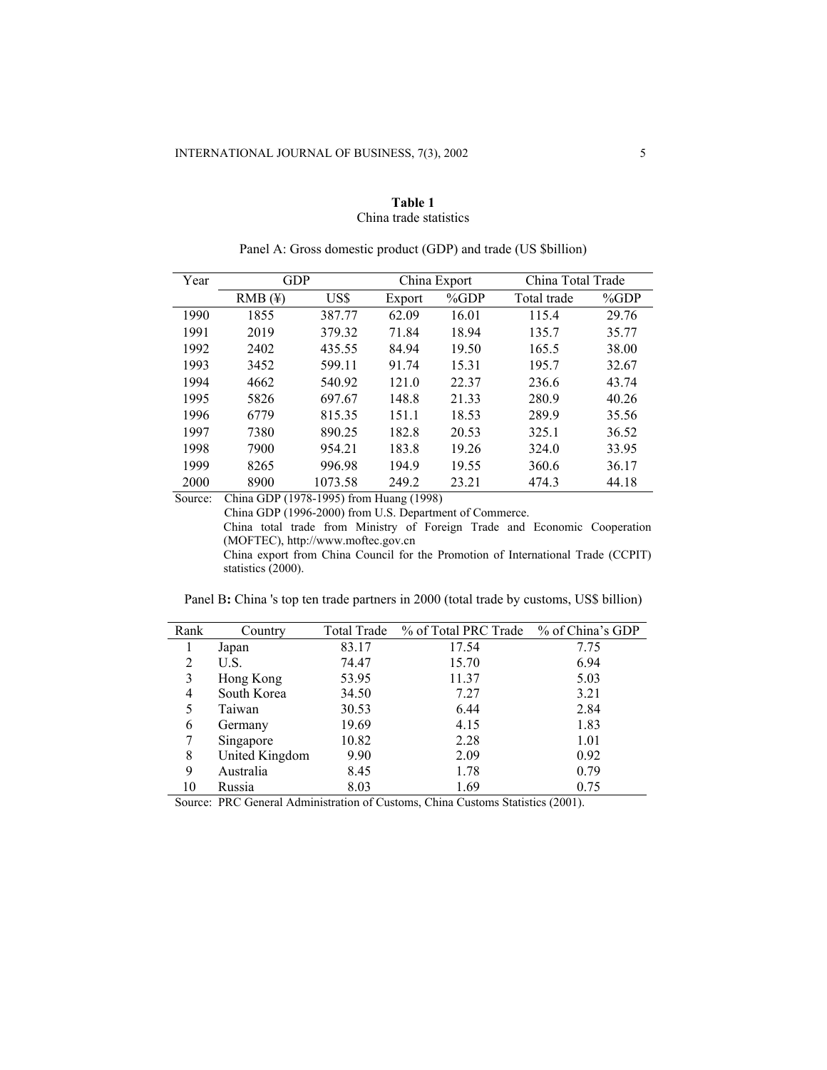**Table 1**
China trade statistics

Panel A: Gross domestic product (GDP) and trade (US $billion)

| Year | GDP | | China Export | | China Total Trade | |
|---|---|---|---|---|---|---|
| | RMB (¥) | US$ | Export | %GDP | Total trade | %GDP |
| 1990 | 1855 | 387.77 | 62.09 | 16.01 | 115.4 | 29.76 |
| 1991 | 2019 | 379.32 | 71.84 | 18.94 | 135.7 | 35.77 |
| 1992 | 2402 | 435.55 | 84.94 | 19.50 | 165.5 | 38.00 |
| 1993 | 3452 | 599.11 | 91.74 | 15.31 | 195.7 | 32.67 |
| 1994 | 4662 | 540.92 | 121.0 | 22.37 | 236.6 | 43.74 |
| 1995 | 5826 | 697.67 | 148.8 | 21.33 | 280.9 | 40.26 |
| 1996 | 6779 | 815.35 | 151.1 | 18.53 | 289.9 | 35.56 |
| 1997 | 7380 | 890.25 | 182.8 | 20.53 | 325.1 | 36.52 |
| 1998 | 7900 | 954.21 | 183.8 | 19.26 | 324.0 | 33.95 |
| 1999 | 8265 | 996.98 | 194.9 | 19.55 | 360.6 | 36.17 |
| 2000 | 8900 | 1073.58 | 249.2 | 23.21 | 474.3 | 44.18 |

Source: China GDP (1978-1995) from Huang (1998)
China GDP (1996-2000) from U.S. Department of Commerce.
China total trade from Ministry of Foreign Trade and Economic Cooperation (MOFTEC), http://www.moftec.gov.cn
China export from China Council for the Promotion of International Trade (CCPIT) statistics (2000).

Panel B**:** China 's top ten trade partners in 2000 (total trade by customs, US$ billion)

| Rank | Country | Total Trade | % of Total PRC Trade | % of China's GDP |
|---|---|---|---|---|
| 1 | Japan | 83.17 | 17.54 | 7.75 |
| 2 | U.S. | 74.47 | 15.70 | 6.94 |
| 3 | Hong Kong | 53.95 | 11.37 | 5.03 |
| 4 | South Korea | 34.50 | 7.27 | 3.21 |
| 5 | Taiwan | 30.53 | 6.44 | 2.84 |
| 6 | Germany | 19.69 | 4.15 | 1.83 |
| 7 | Singapore | 10.82 | 2.28 | 1.01 |
| 8 | United Kingdom | 9.90 | 2.09 | 0.92 |
| 9 | Australia | 8.45 | 1.78 | 0.79 |
| 10 | Russia | 8.03 | 1.69 | 0.75 |

Source: PRC General Administration of Customs, China Customs Statistics (2001).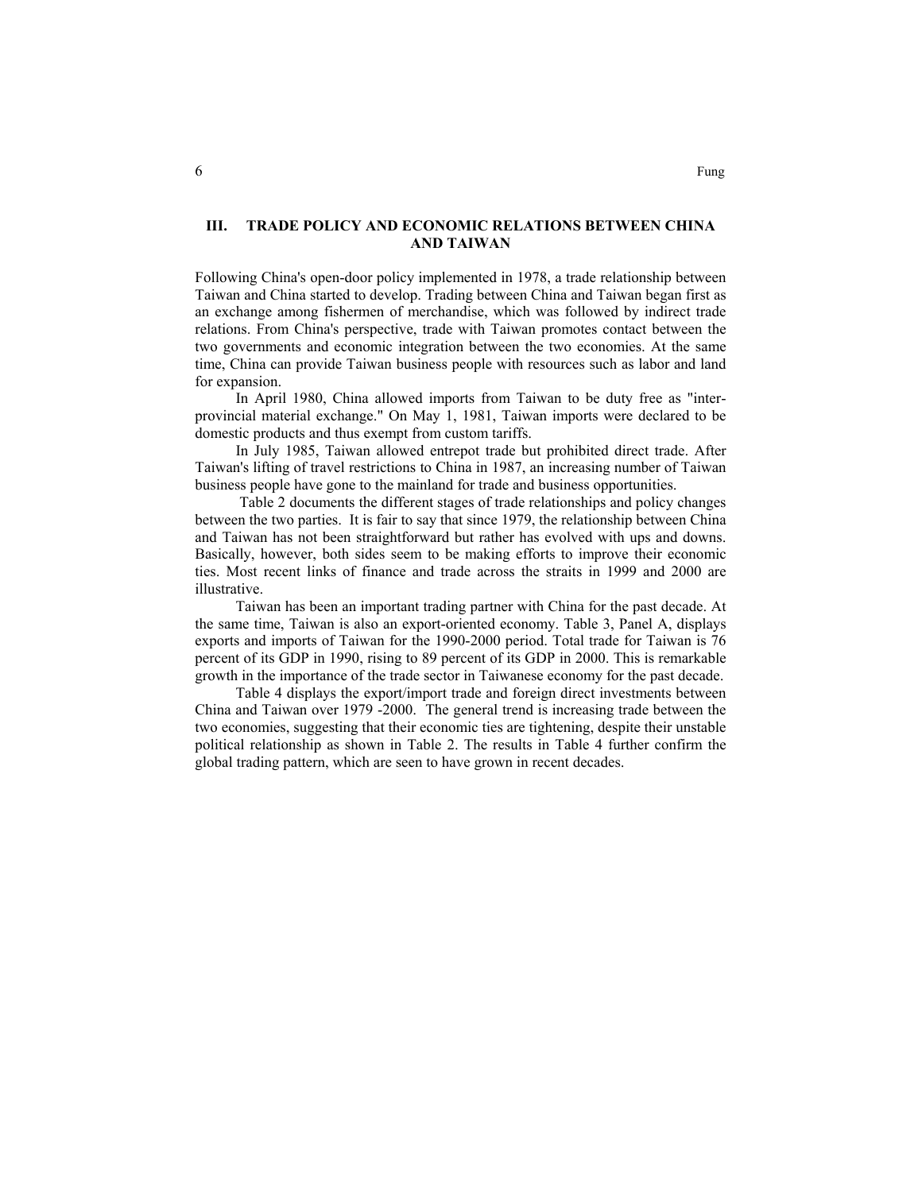## III. TRADE POLICY AND ECONOMIC RELATIONS BETWEEN CHINA AND TAIWAN

Following China's open-door policy implemented in 1978, a trade relationship between Taiwan and China started to develop. Trading between China and Taiwan began first as an exchange among fishermen of merchandise, which was followed by indirect trade relations. From China's perspective, trade with Taiwan promotes contact between the two governments and economic integration between the two economies. At the same time, China can provide Taiwan business people with resources such as labor and land for expansion.

In April 1980, China allowed imports from Taiwan to be duty free as "inter-provincial material exchange." On May 1, 1981, Taiwan imports were declared to be domestic products and thus exempt from custom tariffs.

In July 1985, Taiwan allowed entrepot trade but prohibited direct trade. After Taiwan's lifting of travel restrictions to China in 1987, an increasing number of Taiwan business people have gone to the mainland for trade and business opportunities.

Table 2 documents the different stages of trade relationships and policy changes between the two parties. It is fair to say that since 1979, the relationship between China and Taiwan has not been straightforward but rather has evolved with ups and downs. Basically, however, both sides seem to be making efforts to improve their economic ties. Most recent links of finance and trade across the straits in 1999 and 2000 are illustrative.

Taiwan has been an important trading partner with China for the past decade. At the same time, Taiwan is also an export-oriented economy. Table 3, Panel A, displays exports and imports of Taiwan for the 1990-2000 period. Total trade for Taiwan is 76 percent of its GDP in 1990, rising to 89 percent of its GDP in 2000. This is remarkable growth in the importance of the trade sector in Taiwanese economy for the past decade.

Table 4 displays the export/import trade and foreign direct investments between China and Taiwan over 1979 -2000. The general trend is increasing trade between the two economies, suggesting that their economic ties are tightening, despite their unstable political relationship as shown in Table 2. The results in Table 4 further confirm the global trading pattern, which are seen to have grown in recent decades.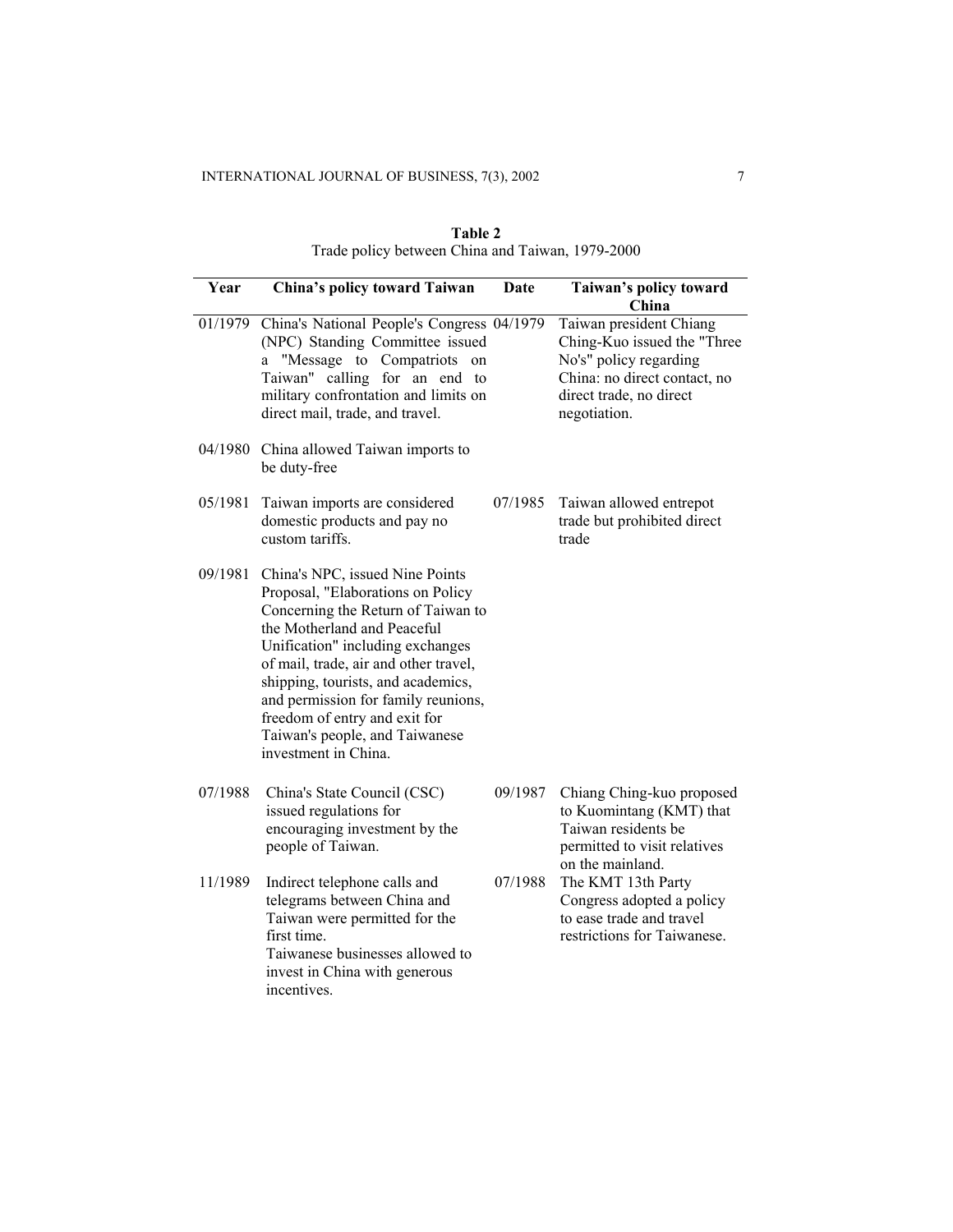**Table 2**
Trade policy between China and Taiwan, 1979-2000

| Year | China's policy toward Taiwan | Date | Taiwan's policy toward China |
|---|---|---|---|
| 01/1979 | China's National People's Congress (NPC) Standing Committee issued a "Message to Compatriots on Taiwan" calling for an end to military confrontation and limits on direct mail, trade, and travel. | 04/1979 | Taiwan president Chiang Ching-Kuo issued the "Three No's" policy regarding China: no direct contact, no direct trade, no direct negotiation. |
| 04/1980 | China allowed Taiwan imports to be duty-free | | |
| 05/1981 | Taiwan imports are considered domestic products and pay no custom tariffs. | 07/1985 | Taiwan allowed entrepot trade but prohibited direct trade |
| 09/1981 | China's NPC, issued Nine Points Proposal, "Elaborations on Policy Concerning the Return of Taiwan to the Motherland and Peaceful Unification" including exchanges of mail, trade, air and other travel, shipping, tourists, and academics, and permission for family reunions, freedom of entry and exit for Taiwan's people, and Taiwanese investment in China. | | |
| 07/1988 | China's State Council (CSC) issued regulations for encouraging investment by the people of Taiwan. | 09/1987 | Chiang Ching-kuo proposed to Kuomintang (KMT) that Taiwan residents be permitted to visit relatives on the mainland. |
| 11/1989 | Indirect telephone calls and telegrams between China and Taiwan were permitted for the first time. Taiwanese businesses allowed to invest in China with generous incentives. | 07/1988 | The KMT 13th Party Congress adopted a policy to ease trade and travel restrictions for Taiwanese. |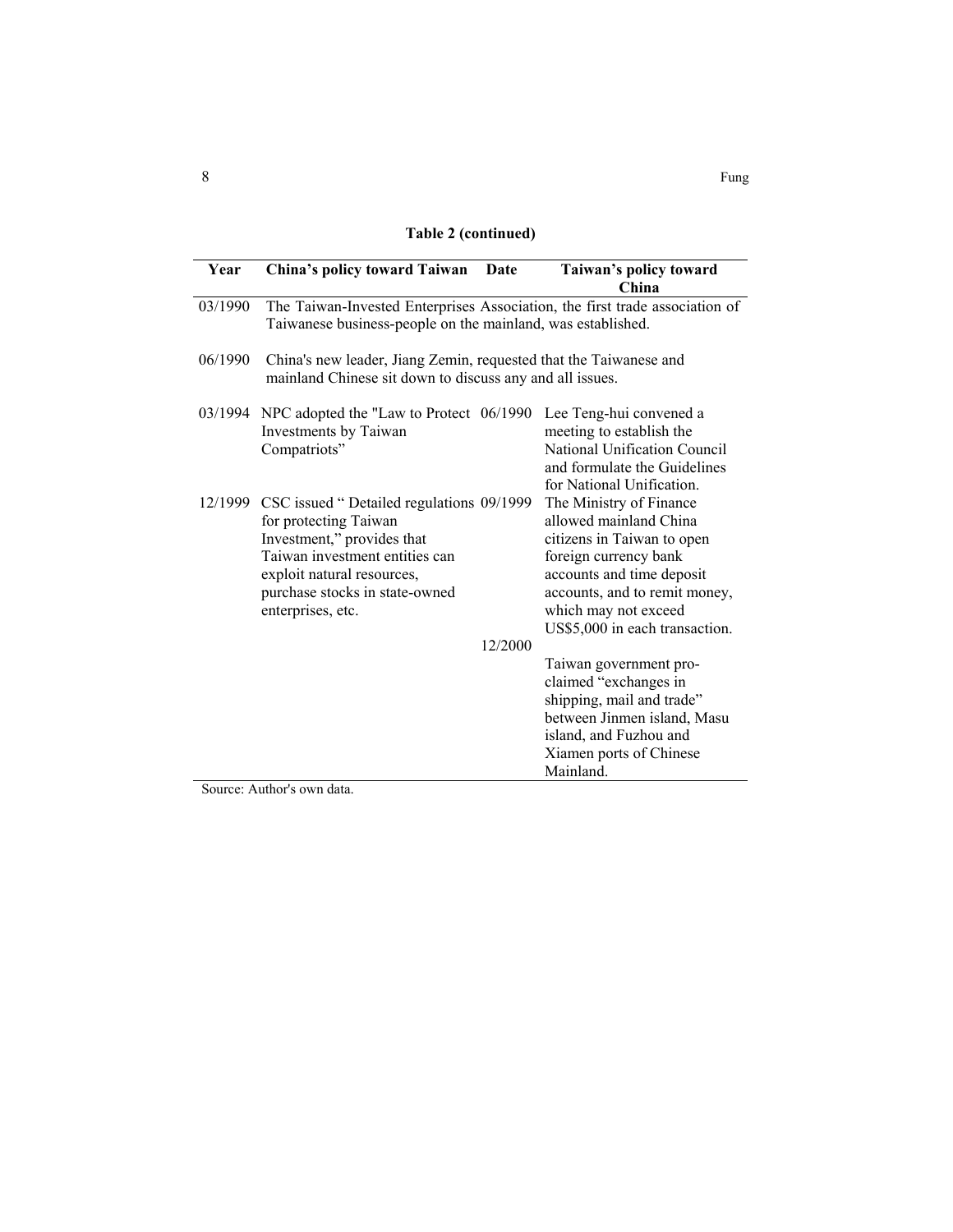**Table 2 (continued)**

| Year | China's policy toward Taiwan | Date | Taiwan's policy toward China |
|---|---|---|---|
| 03/1990 | The Taiwan-Invested Enterprises Association, the first trade association of Taiwanese business-people on the mainland, was established. | | |
| 06/1990 | China's new leader, Jiang Zemin, requested that the Taiwanese and mainland Chinese sit down to discuss any and all issues. | | |
| 03/1994 | NPC adopted the "Law to Protect Investments by Taiwan Compatriots" | 06/1990 | Lee Teng-hui convened a meeting to establish the National Unification Council and formulate the Guidelines for National Unification. |
| 12/1999 | CSC issued " Detailed regulations for protecting Taiwan Investment," provides that Taiwan investment entities can exploit natural resources, purchase stocks in state-owned enterprises, etc. | 09/1999 | The Ministry of Finance allowed mainland China citizens in Taiwan to open foreign currency bank accounts and time deposit accounts, and to remit money, which may not exceed US$5,000 in each transaction. |
| | | 12/2000 | Taiwan government pro-claimed "exchanges in shipping, mail and trade" between Jinmen island, Masu island, and Fuzhou and Xiamen ports of Chinese Mainland. |

Source: Author's own data.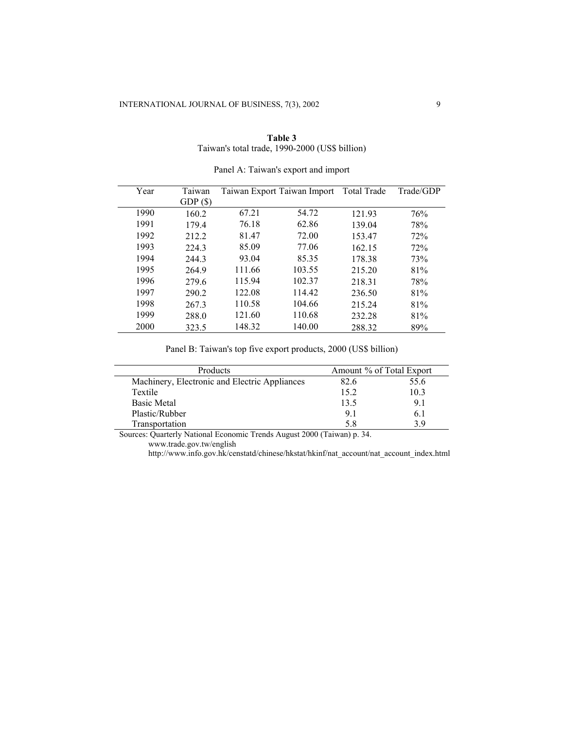**Table 3**

Taiwan's total trade, 1990-2000 (US$ billion)

Panel A: Taiwan's export and import

| Year | Taiwan GDP ($) | Taiwan Export | Taiwan Import | Total Trade | Trade/GDP |
|---|---|---|---|---|---|
| 1990 | 160.2 | 67.21 | 54.72 | 121.93 | 76% |
| 1991 | 179.4 | 76.18 | 62.86 | 139.04 | 78% |
| 1992 | 212.2 | 81.47 | 72.00 | 153.47 | 72% |
| 1993 | 224.3 | 85.09 | 77.06 | 162.15 | 72% |
| 1994 | 244.3 | 93.04 | 85.35 | 178.38 | 73% |
| 1995 | 264.9 | 111.66 | 103.55 | 215.20 | 81% |
| 1996 | 279.6 | 115.94 | 102.37 | 218.31 | 78% |
| 1997 | 290.2 | 122.08 | 114.42 | 236.50 | 81% |
| 1998 | 267.3 | 110.58 | 104.66 | 215.24 | 81% |
| 1999 | 288.0 | 121.60 | 110.68 | 232.28 | 81% |
| 2000 | 323.5 | 148.32 | 140.00 | 288.32 | 89% |

Panel B: Taiwan's top five export products, 2000 (US$ billion)

| Products | Amount | % of Total Export |
|---|---|---|
| Machinery, Electronic and Electric Appliances | 82.6 | 55.6 |
| Textile | 15.2 | 10.3 |
| Basic Metal | 13.5 | 9.1 |
| Plastic/Rubber | 9.1 | 6.1 |
| Transportation | 5.8 | 3.9 |

Sources: Quarterly National Economic Trends August 2000 (Taiwan) p. 34.
www.trade.gov.tw/english
http://www.info.gov.hk/censtatd/chinese/hkstat/hkinf/nat_account/nat_account_index.html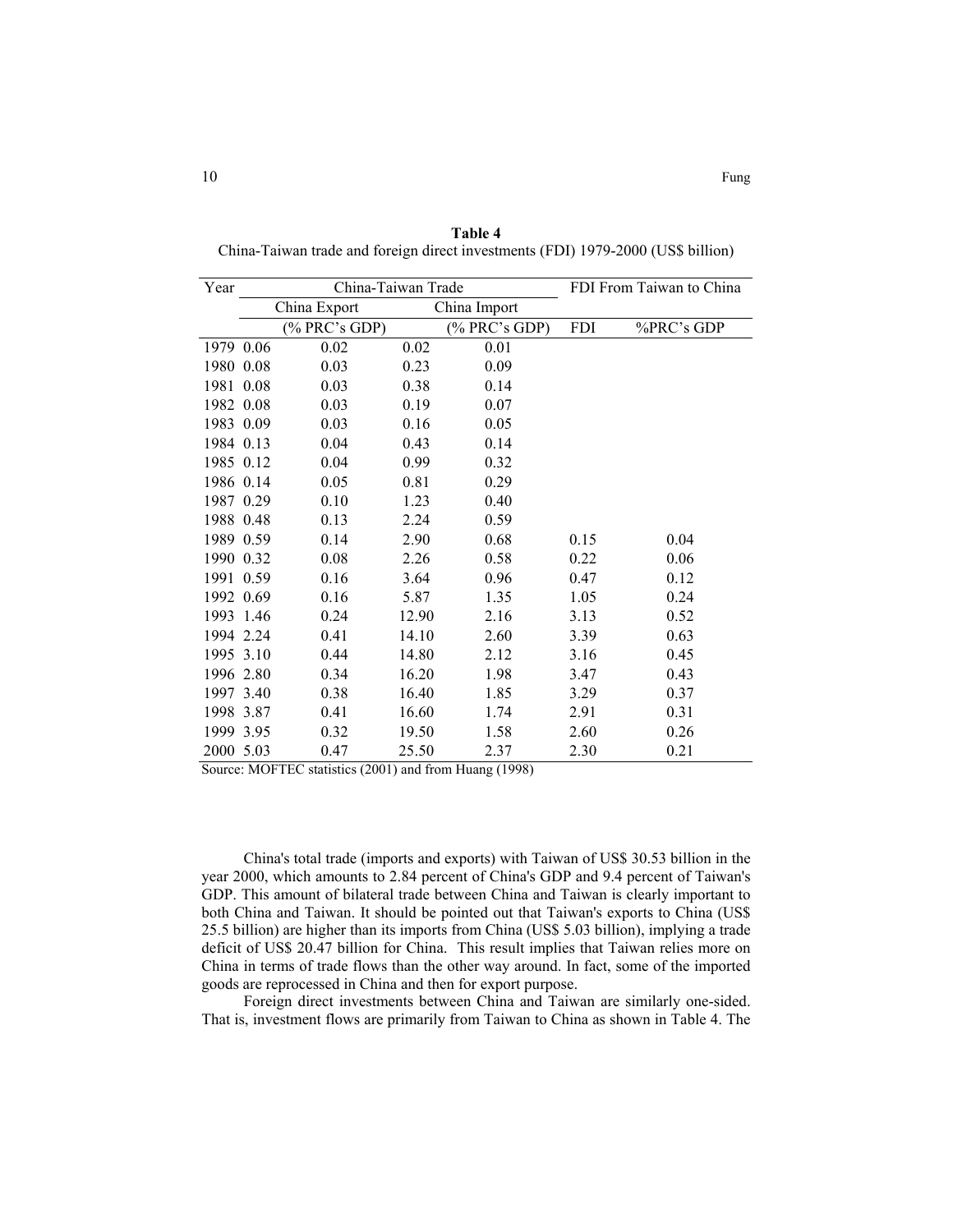**Table 4**

China-Taiwan trade and foreign direct investments (FDI) 1979-2000 (US$ billion)

| Year | China-Taiwan Trade | | | | FDI From Taiwan to China | |
|---|---|---|---|---|---|---|
| | China Export | | China Import | | | |
| | | (% PRC's GDP) | | (% PRC's GDP) | FDI | %PRC's GDP |
| 1979 | 0.06 | 0.02 | 0.02 | 0.01 | | |
| 1980 | 0.08 | 0.03 | 0.23 | 0.09 | | |
| 1981 | 0.08 | 0.03 | 0.38 | 0.14 | | |
| 1982 | 0.08 | 0.03 | 0.19 | 0.07 | | |
| 1983 | 0.09 | 0.03 | 0.16 | 0.05 | | |
| 1984 | 0.13 | 0.04 | 0.43 | 0.14 | | |
| 1985 | 0.12 | 0.04 | 0.99 | 0.32 | | |
| 1986 | 0.14 | 0.05 | 0.81 | 0.29 | | |
| 1987 | 0.29 | 0.10 | 1.23 | 0.40 | | |
| 1988 | 0.48 | 0.13 | 2.24 | 0.59 | | |
| 1989 | 0.59 | 0.14 | 2.90 | 0.68 | 0.15 | 0.04 |
| 1990 | 0.32 | 0.08 | 2.26 | 0.58 | 0.22 | 0.06 |
| 1991 | 0.59 | 0.16 | 3.64 | 0.96 | 0.47 | 0.12 |
| 1992 | 0.69 | 0.16 | 5.87 | 1.35 | 1.05 | 0.24 |
| 1993 | 1.46 | 0.24 | 12.90 | 2.16 | 3.13 | 0.52 |
| 1994 | 2.24 | 0.41 | 14.10 | 2.60 | 3.39 | 0.63 |
| 1995 | 3.10 | 0.44 | 14.80 | 2.12 | 3.16 | 0.45 |
| 1996 | 2.80 | 0.34 | 16.20 | 1.98 | 3.47 | 0.43 |
| 1997 | 3.40 | 0.38 | 16.40 | 1.85 | 3.29 | 0.37 |
| 1998 | 3.87 | 0.41 | 16.60 | 1.74 | 2.91 | 0.31 |
| 1999 | 3.95 | 0.32 | 19.50 | 1.58 | 2.60 | 0.26 |
| 2000 | 5.03 | 0.47 | 25.50 | 2.37 | 2.30 | 0.21 |

Source: MOFTEC statistics (2001) and from Huang (1998)

China's total trade (imports and exports) with Taiwan of US$ 30.53 billion in the year 2000, which amounts to 2.84 percent of China's GDP and 9.4 percent of Taiwan's GDP. This amount of bilateral trade between China and Taiwan is clearly important to both China and Taiwan. It should be pointed out that Taiwan's exports to China (US$ 25.5 billion) are higher than its imports from China (US$ 5.03 billion), implying a trade deficit of US$ 20.47 billion for China. This result implies that Taiwan relies more on China in terms of trade flows than the other way around. In fact, some of the imported goods are reprocessed in China and then for export purpose.

Foreign direct investments between China and Taiwan are similarly one-sided. That is, investment flows are primarily from Taiwan to China as shown in Table 4. The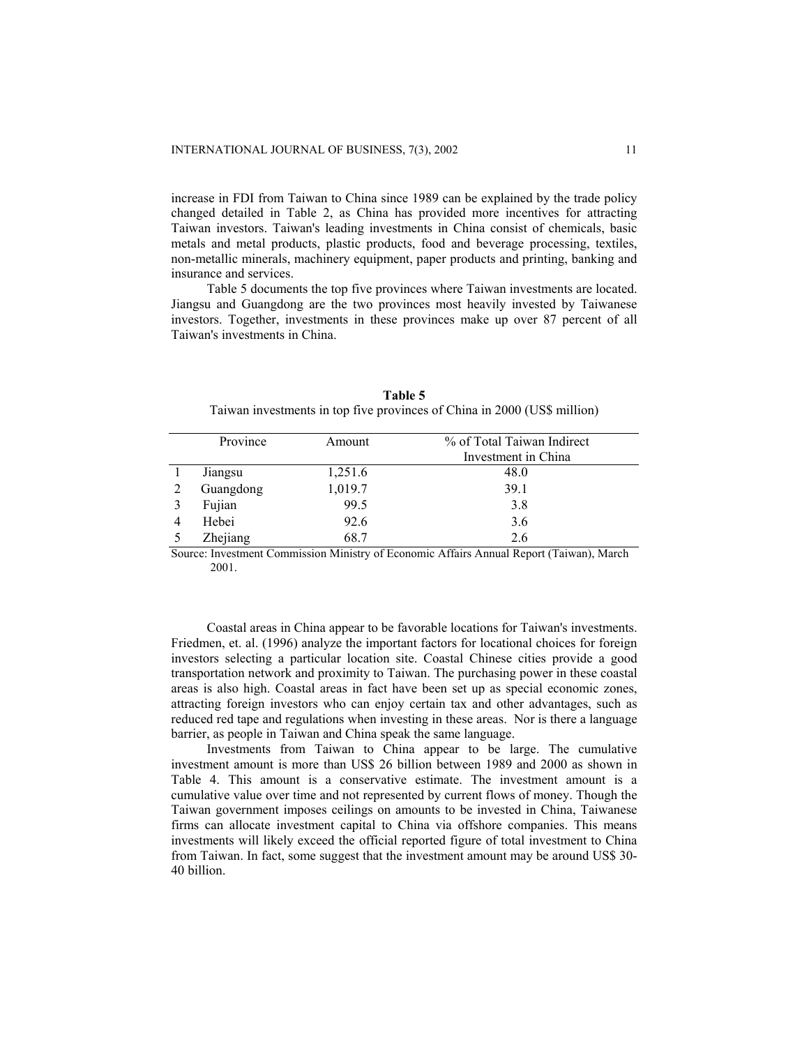increase in FDI from Taiwan to China since 1989 can be explained by the trade policy changed detailed in Table 2, as China has provided more incentives for attracting Taiwan investors. Taiwan's leading investments in China consist of chemicals, basic metals and metal products, plastic products, food and beverage processing, textiles, non-metallic minerals, machinery equipment, paper products and printing, banking and insurance and services.

Table 5 documents the top five provinces where Taiwan investments are located. Jiangsu and Guangdong are the two provinces most heavily invested by Taiwanese investors. Together, investments in these provinces make up over 87 percent of all Taiwan's investments in China.

**Table 5**
Taiwan investments in top five provinces of China in 2000 (US$ million)

| | Province | Amount | % of Total Taiwan Indirect Investment in China |
|---|---|---|---|
| 1 | Jiangsu | 1,251.6 | 48.0 |
| 2 | Guangdong | 1,019.7 | 39.1 |
| 3 | Fujian | 99.5 | 3.8 |
| 4 | Hebei | 92.6 | 3.6 |
| 5 | Zhejiang | 68.7 | 2.6 |

Source: Investment Commission Ministry of Economic Affairs Annual Report (Taiwan), March 2001.

Coastal areas in China appear to be favorable locations for Taiwan's investments. Friedmen, et. al. (1996) analyze the important factors for locational choices for foreign investors selecting a particular location site. Coastal Chinese cities provide a good transportation network and proximity to Taiwan. The purchasing power in these coastal areas is also high. Coastal areas in fact have been set up as special economic zones, attracting foreign investors who can enjoy certain tax and other advantages, such as reduced red tape and regulations when investing in these areas. Nor is there a language barrier, as people in Taiwan and China speak the same language.

Investments from Taiwan to China appear to be large. The cumulative investment amount is more than US$ 26 billion between 1989 and 2000 as shown in Table 4. This amount is a conservative estimate. The investment amount is a cumulative value over time and not represented by current flows of money. Though the Taiwan government imposes ceilings on amounts to be invested in China, Taiwanese firms can allocate investment capital to China via offshore companies. This means investments will likely exceed the official reported figure of total investment to China from Taiwan. In fact, some suggest that the investment amount may be around US$ 30-40 billion.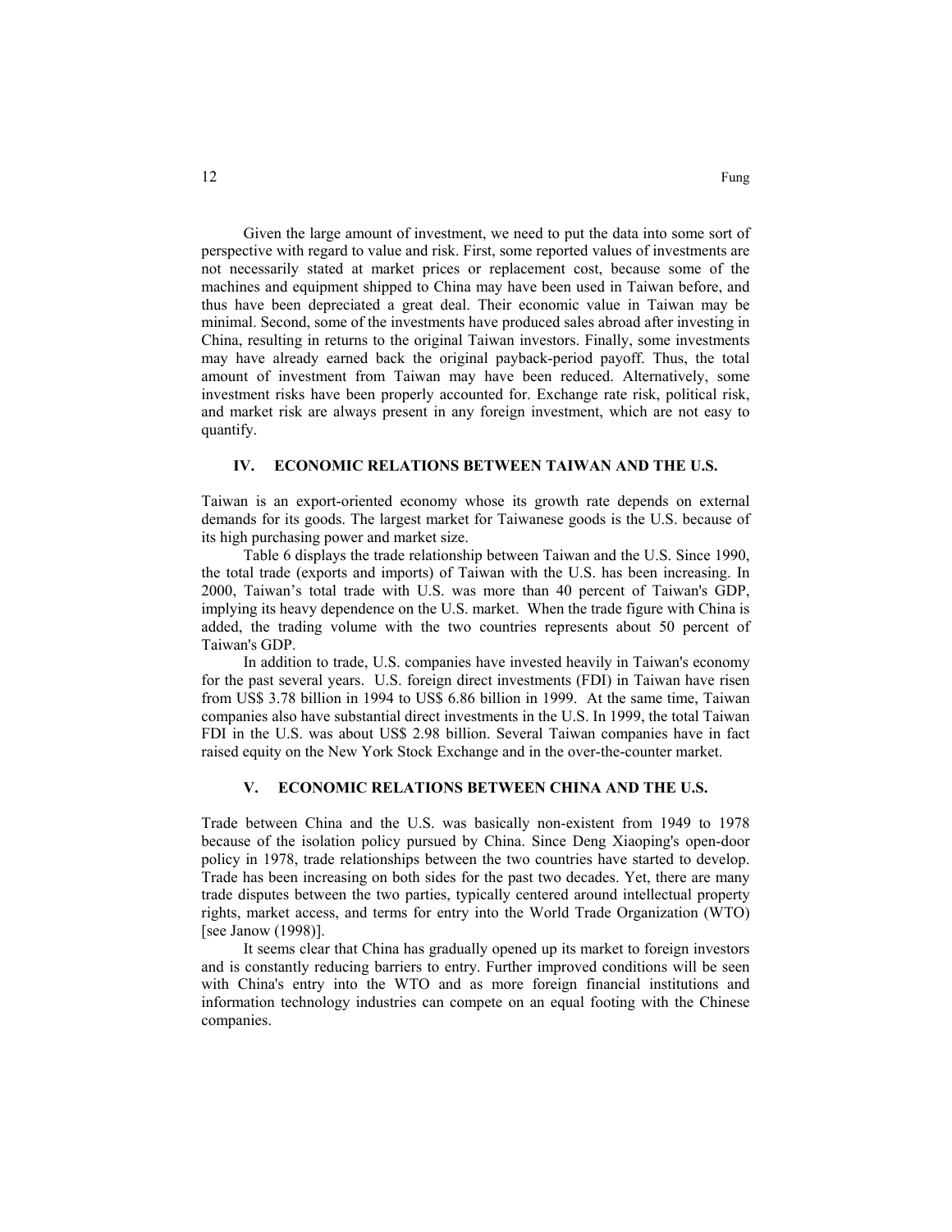Given the large amount of investment, we need to put the data into some sort of perspective with regard to value and risk. First, some reported values of investments are not necessarily stated at market prices or replacement cost, because some of the machines and equipment shipped to China may have been used in Taiwan before, and thus have been depreciated a great deal. Their economic value in Taiwan may be minimal. Second, some of the investments have produced sales abroad after investing in China, resulting in returns to the original Taiwan investors. Finally, some investments may have already earned back the original payback-period payoff. Thus, the total amount of investment from Taiwan may have been reduced. Alternatively, some investment risks have been properly accounted for. Exchange rate risk, political risk, and market risk are always present in any foreign investment, which are not easy to quantify.

## IV. ECONOMIC RELATIONS BETWEEN TAIWAN AND THE U.S.

Taiwan is an export-oriented economy whose its growth rate depends on external demands for its goods. The largest market for Taiwanese goods is the U.S. because of its high purchasing power and market size.

Table 6 displays the trade relationship between Taiwan and the U.S. Since 1990, the total trade (exports and imports) of Taiwan with the U.S. has been increasing. In 2000, Taiwan's total trade with U.S. was more than 40 percent of Taiwan's GDP, implying its heavy dependence on the U.S. market. When the trade figure with China is added, the trading volume with the two countries represents about 50 percent of Taiwan's GDP.

In addition to trade, U.S. companies have invested heavily in Taiwan's economy for the past several years. U.S. foreign direct investments (FDI) in Taiwan have risen from US$ 3.78 billion in 1994 to US$ 6.86 billion in 1999. At the same time, Taiwan companies also have substantial direct investments in the U.S. In 1999, the total Taiwan FDI in the U.S. was about US$ 2.98 billion. Several Taiwan companies have in fact raised equity on the New York Stock Exchange and in the over-the-counter market.

## V. ECONOMIC RELATIONS BETWEEN CHINA AND THE U.S.

Trade between China and the U.S. was basically non-existent from 1949 to 1978 because of the isolation policy pursued by China. Since Deng Xiaoping's open-door policy in 1978, trade relationships between the two countries have started to develop. Trade has been increasing on both sides for the past two decades. Yet, there are many trade disputes between the two parties, typically centered around intellectual property rights, market access, and terms for entry into the World Trade Organization (WTO) [see Janow (1998)].

It seems clear that China has gradually opened up its market to foreign investors and is constantly reducing barriers to entry. Further improved conditions will be seen with China's entry into the WTO and as more foreign financial institutions and information technology industries can compete on an equal footing with the Chinese companies.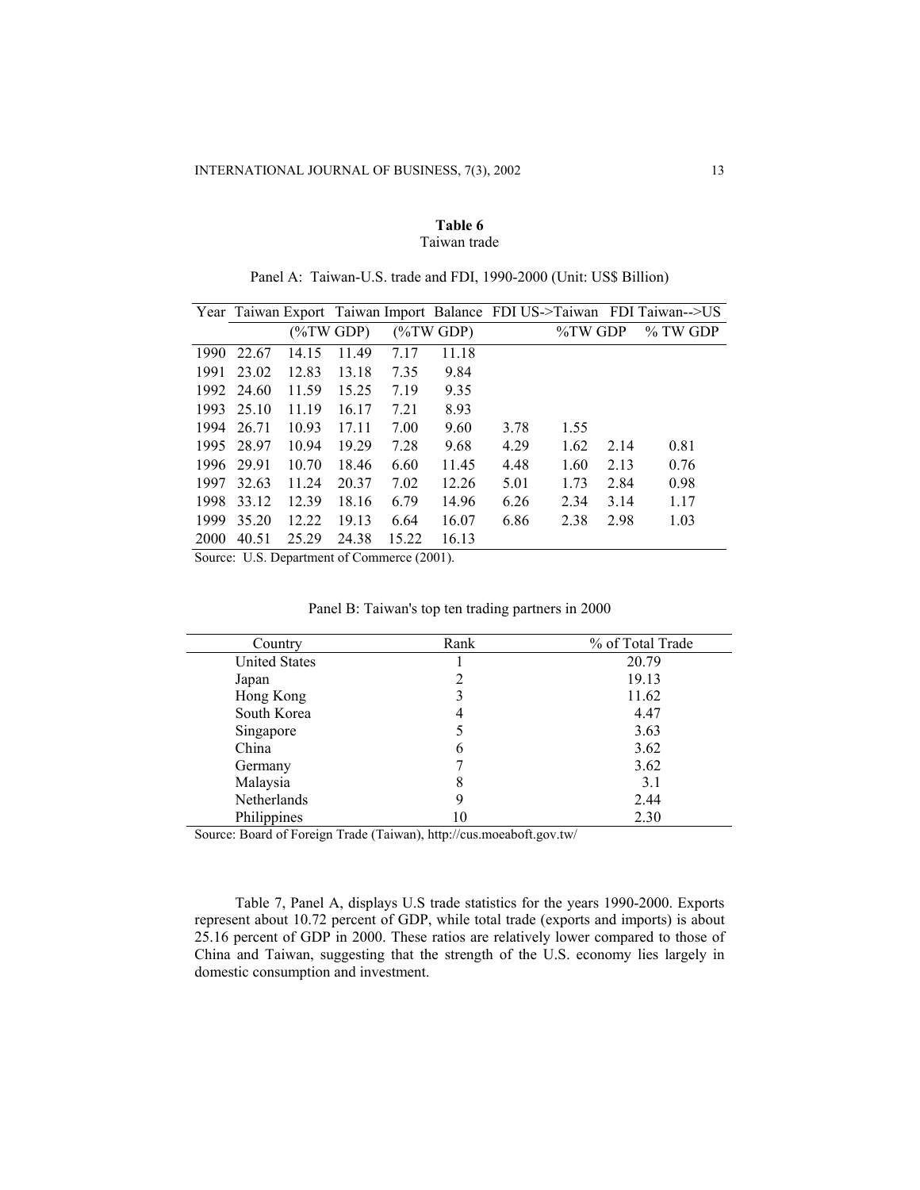**Table 6**
Taiwan trade

Panel A: Taiwan-U.S. trade and FDI, 1990-2000 (Unit: US$ Billion)

| Year | Taiwan Export | | Taiwan Import | | Balance | FDI US->Taiwan | | FDI Taiwan-->US | |
|---|---|---|---|---|---|---|---|---|---|
| | | (%TW GDP) | | (%TW GDP) | | | %TW GDP | | % TW GDP |
| 1990 | 22.67 | 14.15 | 11.49 | 7.17 | 11.18 | | | | |
| 1991 | 23.02 | 12.83 | 13.18 | 7.35 | 9.84 | | | | |
| 1992 | 24.60 | 11.59 | 15.25 | 7.19 | 9.35 | | | | |
| 1993 | 25.10 | 11.19 | 16.17 | 7.21 | 8.93 | | | | |
| 1994 | 26.71 | 10.93 | 17.11 | 7.00 | 9.60 | 3.78 | 1.55 | | |
| 1995 | 28.97 | 10.94 | 19.29 | 7.28 | 9.68 | 4.29 | 1.62 | 2.14 | 0.81 |
| 1996 | 29.91 | 10.70 | 18.46 | 6.60 | 11.45 | 4.48 | 1.60 | 2.13 | 0.76 |
| 1997 | 32.63 | 11.24 | 20.37 | 7.02 | 12.26 | 5.01 | 1.73 | 2.84 | 0.98 |
| 1998 | 33.12 | 12.39 | 18.16 | 6.79 | 14.96 | 6.26 | 2.34 | 3.14 | 1.17 |
| 1999 | 35.20 | 12.22 | 19.13 | 6.64 | 16.07 | 6.86 | 2.38 | 2.98 | 1.03 |
| 2000 | 40.51 | 25.29 | 24.38 | 15.22 | 16.13 | | | | |

Source: U.S. Department of Commerce (2001).

Panel B: Taiwan's top ten trading partners in 2000

| Country | Rank | % of Total Trade |
|---|---|---|
| United States | 1 | 20.79 |
| Japan | 2 | 19.13 |
| Hong Kong | 3 | 11.62 |
| South Korea | 4 | 4.47 |
| Singapore | 5 | 3.63 |
| China | 6 | 3.62 |
| Germany | 7 | 3.62 |
| Malaysia | 8 | 3.1 |
| Netherlands | 9 | 2.44 |
| Philippines | 10 | 2.30 |

Source: Board of Foreign Trade (Taiwan), http://cus.moeaboft.gov.tw/

Table 7, Panel A, displays U.S trade statistics for the years 1990-2000. Exports represent about 10.72 percent of GDP, while total trade (exports and imports) is about 25.16 percent of GDP in 2000. These ratios are relatively lower compared to those of China and Taiwan, suggesting that the strength of the U.S. economy lies largely in domestic consumption and investment.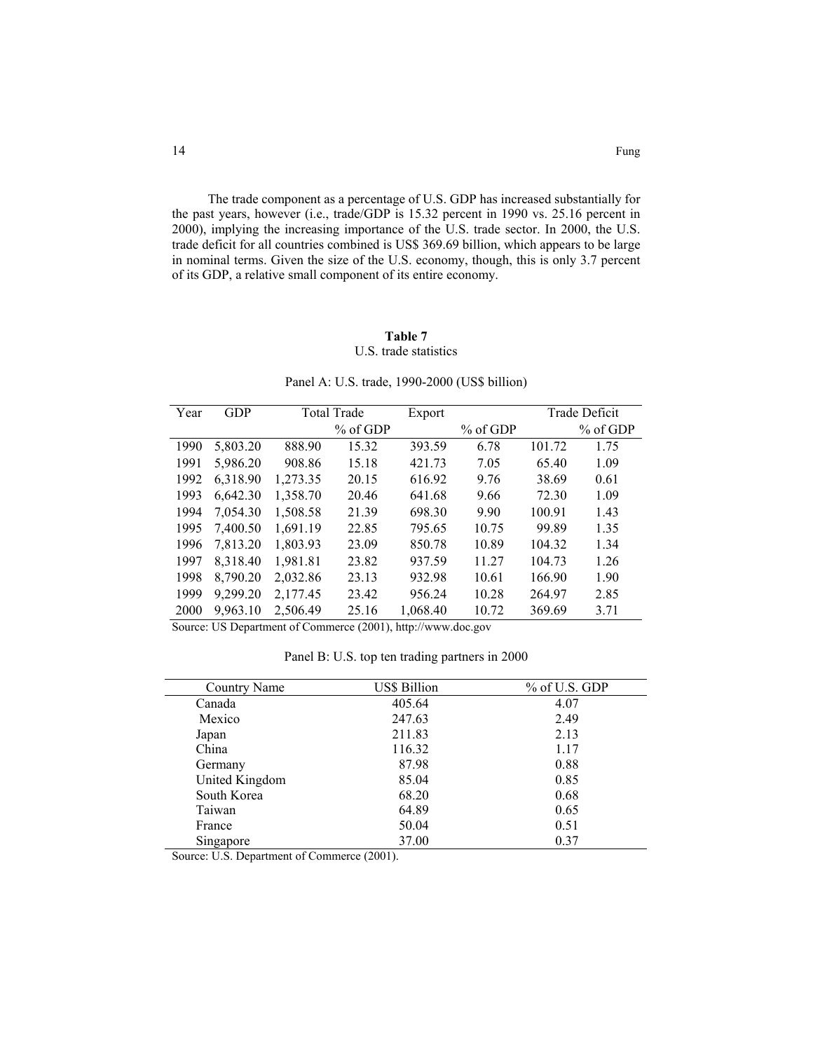The trade component as a percentage of U.S. GDP has increased substantially for the past years, however (i.e., trade/GDP is 15.32 percent in 1990 vs. 25.16 percent in 2000), implying the increasing importance of the U.S. trade sector. In 2000, the U.S. trade deficit for all countries combined is US$ 369.69 billion, which appears to be large in nominal terms. Given the size of the U.S. economy, though, this is only 3.7 percent of its GDP, a relative small component of its entire economy.

**Table 7**
U.S. trade statistics

Panel A: U.S. trade, 1990-2000 (US$ billion)

| Year | GDP | Total Trade | | Export | | Trade Deficit | |
|---|---|---|---|---|---|---|---|
| | | | % of GDP | | % of GDP | | % of GDP |
| 1990 | 5,803.20 | 888.90 | 15.32 | 393.59 | 6.78 | 101.72 | 1.75 |
| 1991 | 5,986.20 | 908.86 | 15.18 | 421.73 | 7.05 | 65.40 | 1.09 |
| 1992 | 6,318.90 | 1,273.35 | 20.15 | 616.92 | 9.76 | 38.69 | 0.61 |
| 1993 | 6,642.30 | 1,358.70 | 20.46 | 641.68 | 9.66 | 72.30 | 1.09 |
| 1994 | 7,054.30 | 1,508.58 | 21.39 | 698.30 | 9.90 | 100.91 | 1.43 |
| 1995 | 7,400.50 | 1,691.19 | 22.85 | 795.65 | 10.75 | 99.89 | 1.35 |
| 1996 | 7,813.20 | 1,803.93 | 23.09 | 850.78 | 10.89 | 104.32 | 1.34 |
| 1997 | 8,318.40 | 1,981.81 | 23.82 | 937.59 | 11.27 | 104.73 | 1.26 |
| 1998 | 8,790.20 | 2,032.86 | 23.13 | 932.98 | 10.61 | 166.90 | 1.90 |
| 1999 | 9,299.20 | 2,177.45 | 23.42 | 956.24 | 10.28 | 264.97 | 2.85 |
| 2000 | 9,963.10 | 2,506.49 | 25.16 | 1,068.40 | 10.72 | 369.69 | 3.71 |

Source: US Department of Commerce (2001), http://www.doc.gov

Panel B: U.S. top ten trading partners in 2000

| Country Name | US$ Billion | % of U.S. GDP |
|---|---|---|
| Canada | 405.64 | 4.07 |
| Mexico | 247.63 | 2.49 |
| Japan | 211.83 | 2.13 |
| China | 116.32 | 1.17 |
| Germany | 87.98 | 0.88 |
| United Kingdom | 85.04 | 0.85 |
| South Korea | 68.20 | 0.68 |
| Taiwan | 64.89 | 0.65 |
| France | 50.04 | 0.51 |
| Singapore | 37.00 | 0.37 |

Source: U.S. Department of Commerce (2001).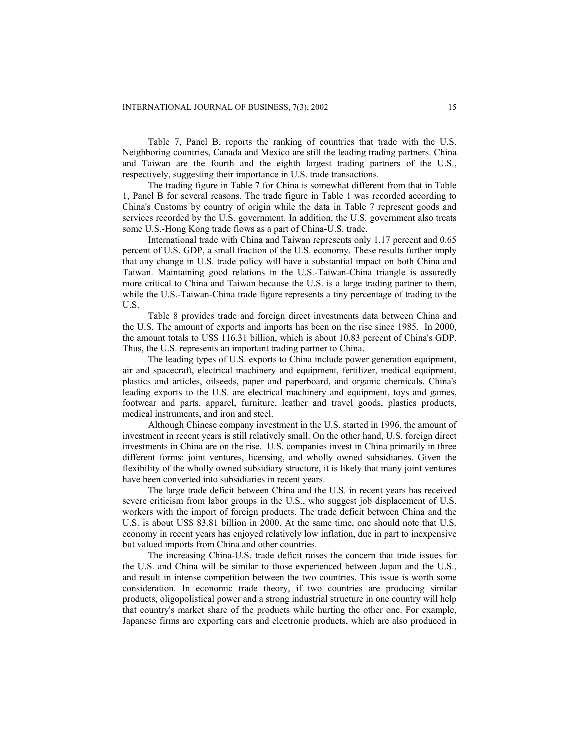Table 7, Panel B, reports the ranking of countries that trade with the U.S. Neighboring countries, Canada and Mexico are still the leading trading partners. China and Taiwan are the fourth and the eighth largest trading partners of the U.S., respectively, suggesting their importance in U.S. trade transactions.

The trading figure in Table 7 for China is somewhat different from that in Table 1, Panel B for several reasons. The trade figure in Table 1 was recorded according to China's Customs by country of origin while the data in Table 7 represent goods and services recorded by the U.S. government. In addition, the U.S. government also treats some U.S.-Hong Kong trade flows as a part of China-U.S. trade.

International trade with China and Taiwan represents only 1.17 percent and 0.65 percent of U.S. GDP, a small fraction of the U.S. economy. These results further imply that any change in U.S. trade policy will have a substantial impact on both China and Taiwan. Maintaining good relations in the U.S.-Taiwan-China triangle is assuredly more critical to China and Taiwan because the U.S. is a large trading partner to them, while the U.S.-Taiwan-China trade figure represents a tiny percentage of trading to the U.S.

Table 8 provides trade and foreign direct investments data between China and the U.S. The amount of exports and imports has been on the rise since 1985. In 2000, the amount totals to US$ 116.31 billion, which is about 10.83 percent of China's GDP. Thus, the U.S. represents an important trading partner to China.

The leading types of U.S. exports to China include power generation equipment, air and spacecraft, electrical machinery and equipment, fertilizer, medical equipment, plastics and articles, oilseeds, paper and paperboard, and organic chemicals. China's leading exports to the U.S. are electrical machinery and equipment, toys and games, footwear and parts, apparel, furniture, leather and travel goods, plastics products, medical instruments, and iron and steel.

Although Chinese company investment in the U.S. started in 1996, the amount of investment in recent years is still relatively small. On the other hand, U.S. foreign direct investments in China are on the rise. U.S. companies invest in China primarily in three different forms: joint ventures, licensing, and wholly owned subsidiaries. Given the flexibility of the wholly owned subsidiary structure, it is likely that many joint ventures have been converted into subsidiaries in recent years.

The large trade deficit between China and the U.S. in recent years has received severe criticism from labor groups in the U.S., who suggest job displacement of U.S. workers with the import of foreign products. The trade deficit between China and the U.S. is about US$ 83.81 billion in 2000. At the same time, one should note that U.S. economy in recent years has enjoyed relatively low inflation, due in part to inexpensive but valued imports from China and other countries.

The increasing China-U.S. trade deficit raises the concern that trade issues for the U.S. and China will be similar to those experienced between Japan and the U.S., and result in intense competition between the two countries. This issue is worth some consideration. In economic trade theory, if two countries are producing similar products, oligopolistical power and a strong industrial structure in one country will help that country's market share of the products while hurting the other one. For example, Japanese firms are exporting cars and electronic products, which are also produced in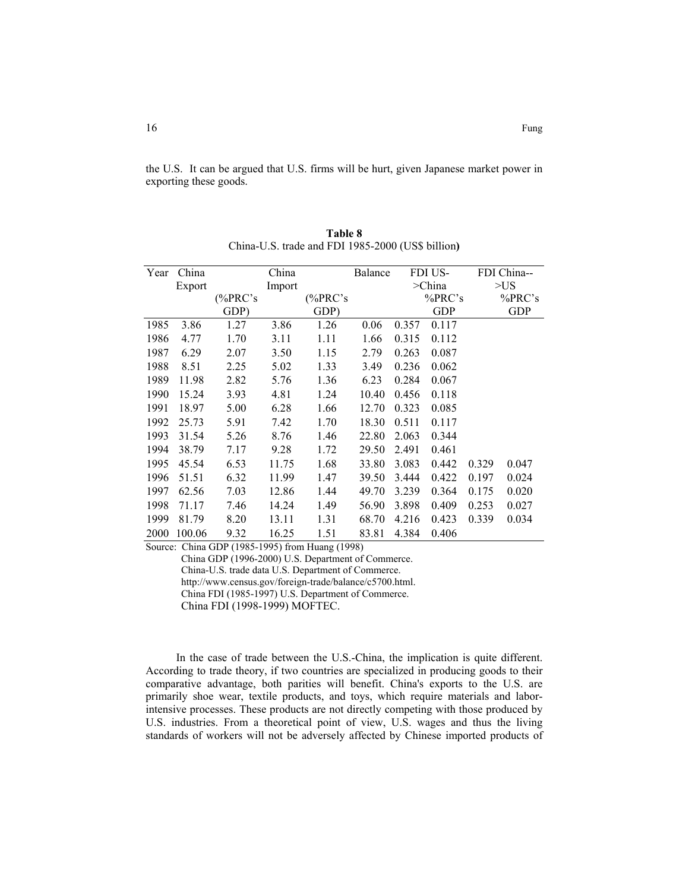the U.S. It can be argued that U.S. firms will be hurt, given Japanese market power in exporting these goods.

**Table 8**

China-U.S. trade and FDI 1985-2000 (US$ billion**)**

| Year | China Export | (%PRC's GDP) | China Import | (%PRC's GDP) | Balance | FDI US->China | %PRC's GDP | FDI China-->US | %PRC's GDP |
|---|---|---|---|---|---|---|---|---|---|
| 1985 | 3.86 | 1.27 | 3.86 | 1.26 | 0.06 | 0.357 | 0.117 | | |
| 1986 | 4.77 | 1.70 | 3.11 | 1.11 | 1.66 | 0.315 | 0.112 | | |
| 1987 | 6.29 | 2.07 | 3.50 | 1.15 | 2.79 | 0.263 | 0.087 | | |
| 1988 | 8.51 | 2.25 | 5.02 | 1.33 | 3.49 | 0.236 | 0.062 | | |
| 1989 | 11.98 | 2.82 | 5.76 | 1.36 | 6.23 | 0.284 | 0.067 | | |
| 1990 | 15.24 | 3.93 | 4.81 | 1.24 | 10.40 | 0.456 | 0.118 | | |
| 1991 | 18.97 | 5.00 | 6.28 | 1.66 | 12.70 | 0.323 | 0.085 | | |
| 1992 | 25.73 | 5.91 | 7.42 | 1.70 | 18.30 | 0.511 | 0.117 | | |
| 1993 | 31.54 | 5.26 | 8.76 | 1.46 | 22.80 | 2.063 | 0.344 | | |
| 1994 | 38.79 | 7.17 | 9.28 | 1.72 | 29.50 | 2.491 | 0.461 | | |
| 1995 | 45.54 | 6.53 | 11.75 | 1.68 | 33.80 | 3.083 | 0.442 | 0.329 | 0.047 |
| 1996 | 51.51 | 6.32 | 11.99 | 1.47 | 39.50 | 3.444 | 0.422 | 0.197 | 0.024 |
| 1997 | 62.56 | 7.03 | 12.86 | 1.44 | 49.70 | 3.239 | 0.364 | 0.175 | 0.020 |
| 1998 | 71.17 | 7.46 | 14.24 | 1.49 | 56.90 | 3.898 | 0.409 | 0.253 | 0.027 |
| 1999 | 81.79 | 8.20 | 13.11 | 1.31 | 68.70 | 4.216 | 0.423 | 0.339 | 0.034 |
| 2000 | 100.06 | 9.32 | 16.25 | 1.51 | 83.81 | 4.384 | 0.406 | | |

Source: China GDP (1985-1995) from Huang (1998)
China GDP (1996-2000) U.S. Department of Commerce.
China-U.S. trade data U.S. Department of Commerce.
http://www.census.gov/foreign-trade/balance/c5700.html.
China FDI (1985-1997) U.S. Department of Commerce.
China FDI (1998-1999) MOFTEC.

In the case of trade between the U.S.-China, the implication is quite different. According to trade theory, if two countries are specialized in producing goods to their comparative advantage, both parities will benefit. China's exports to the U.S. are primarily shoe wear, textile products, and toys, which require materials and labor-intensive processes. These products are not directly competing with those produced by U.S. industries. From a theoretical point of view, U.S. wages and thus the living standards of workers will not be adversely affected by Chinese imported products of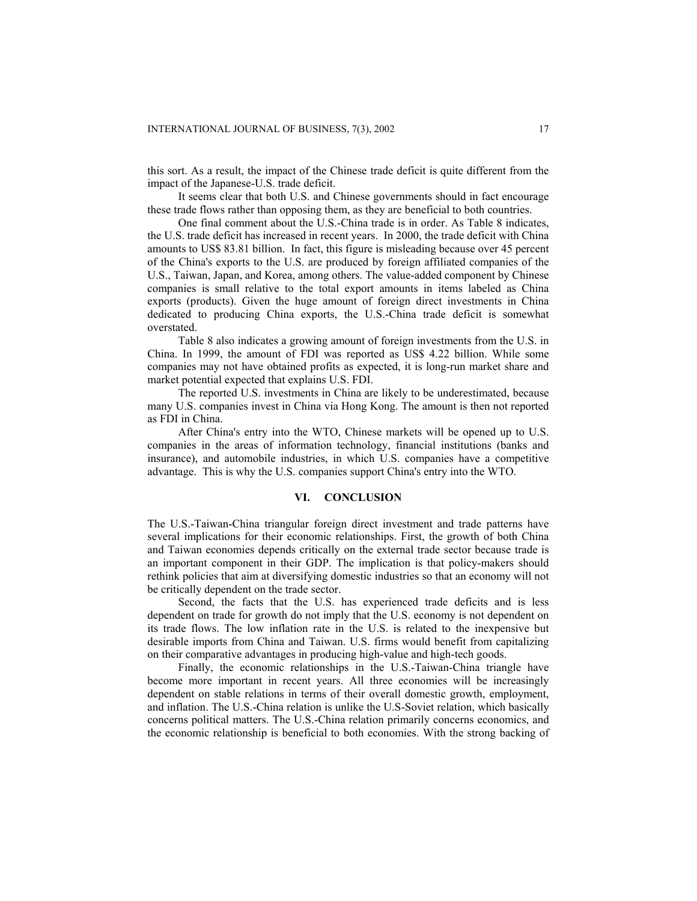this sort. As a result, the impact of the Chinese trade deficit is quite different from the impact of the Japanese-U.S. trade deficit.

It seems clear that both U.S. and Chinese governments should in fact encourage these trade flows rather than opposing them, as they are beneficial to both countries.

One final comment about the U.S.-China trade is in order. As Table 8 indicates, the U.S. trade deficit has increased in recent years. In 2000, the trade deficit with China amounts to US$ 83.81 billion. In fact, this figure is misleading because over 45 percent of the China's exports to the U.S. are produced by foreign affiliated companies of the U.S., Taiwan, Japan, and Korea, among others. The value-added component by Chinese companies is small relative to the total export amounts in items labeled as China exports (products). Given the huge amount of foreign direct investments in China dedicated to producing China exports, the U.S.-China trade deficit is somewhat overstated.

Table 8 also indicates a growing amount of foreign investments from the U.S. in China. In 1999, the amount of FDI was reported as US$ 4.22 billion. While some companies may not have obtained profits as expected, it is long-run market share and market potential expected that explains U.S. FDI.

The reported U.S. investments in China are likely to be underestimated, because many U.S. companies invest in China via Hong Kong. The amount is then not reported as FDI in China.

After China's entry into the WTO, Chinese markets will be opened up to U.S. companies in the areas of information technology, financial institutions (banks and insurance), and automobile industries, in which U.S. companies have a competitive advantage. This is why the U.S. companies support China's entry into the WTO.

## VI. CONCLUSION

The U.S.-Taiwan-China triangular foreign direct investment and trade patterns have several implications for their economic relationships. First, the growth of both China and Taiwan economies depends critically on the external trade sector because trade is an important component in their GDP. The implication is that policy-makers should rethink policies that aim at diversifying domestic industries so that an economy will not be critically dependent on the trade sector.

Second, the facts that the U.S. has experienced trade deficits and is less dependent on trade for growth do not imply that the U.S. economy is not dependent on its trade flows. The low inflation rate in the U.S. is related to the inexpensive but desirable imports from China and Taiwan. U.S. firms would benefit from capitalizing on their comparative advantages in producing high-value and high-tech goods.

Finally, the economic relationships in the U.S.-Taiwan-China triangle have become more important in recent years. All three economies will be increasingly dependent on stable relations in terms of their overall domestic growth, employment, and inflation. The U.S.-China relation is unlike the U.S-Soviet relation, which basically concerns political matters. The U.S.-China relation primarily concerns economics, and the economic relationship is beneficial to both economies. With the strong backing of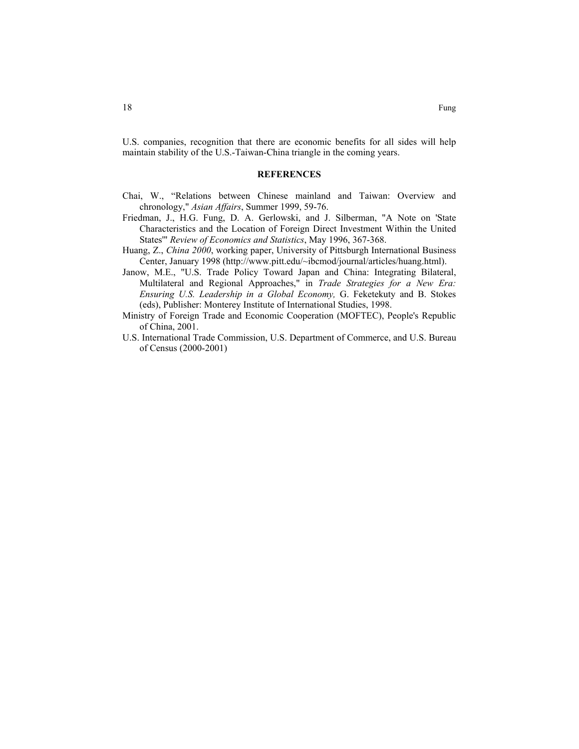U.S. companies, recognition that there are economic benefits for all sides will help maintain stability of the U.S.-Taiwan-China triangle in the coming years.

## REFERENCES

Chai, W., "Relations between Chinese mainland and Taiwan: Overview and chronology," *Asian Affairs*, Summer 1999, 59-76.

Friedman, J., H.G. Fung, D. A. Gerlowski, and J. Silberman, "A Note on 'State Characteristics and the Location of Foreign Direct Investment Within the United States'" *Review of Economics and Statistics*, May 1996, 367-368.

Huang, Z., *China 2000*, working paper, University of Pittsburgh International Business Center, January 1998 (http://www.pitt.edu/~ibcmod/journal/articles/huang.html).

Janow, M.E., "U.S. Trade Policy Toward Japan and China: Integrating Bilateral, Multilateral and Regional Approaches," in *Trade Strategies for a New Era: Ensuring U.S. Leadership in a Global Economy,* G. Feketekuty and B. Stokes (eds), Publisher: Monterey Institute of International Studies, 1998.

Ministry of Foreign Trade and Economic Cooperation (MOFTEC), People's Republic of China, 2001.

U.S. International Trade Commission, U.S. Department of Commerce, and U.S. Bureau of Census (2000-2001)